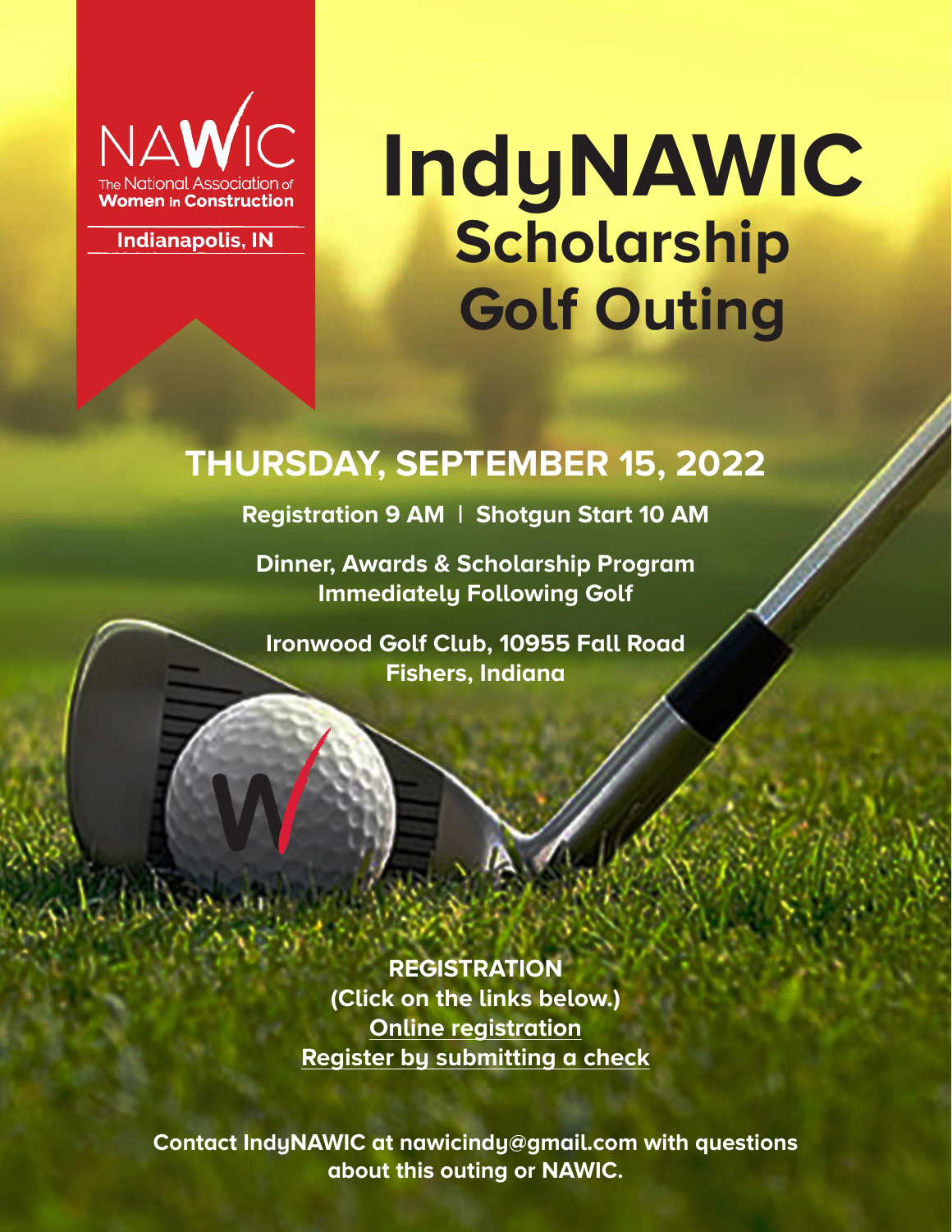NAWIC

The National Association of **Women in Construction**

**Indianapolis, IN**

# IndyNAWIC Scholarship Golf Outing

## THURSDAY, SEPTEMBER 15, 2022

**Registration 9 AM | Shotgun Start 10 AM**

**Dinner, Awards & Scholarship Program Immediately Following Golf**

**Ironwood Golf Club, 10955 Fall Road**
**Fishers, Indiana**

**REGISTRATION**
**(Click on the links below.)**
**Online registration**
**Register by submitting a check**

**Contact IndyNAWIC at nawicindy@gmail.com with questions about this outing or NAWIC.**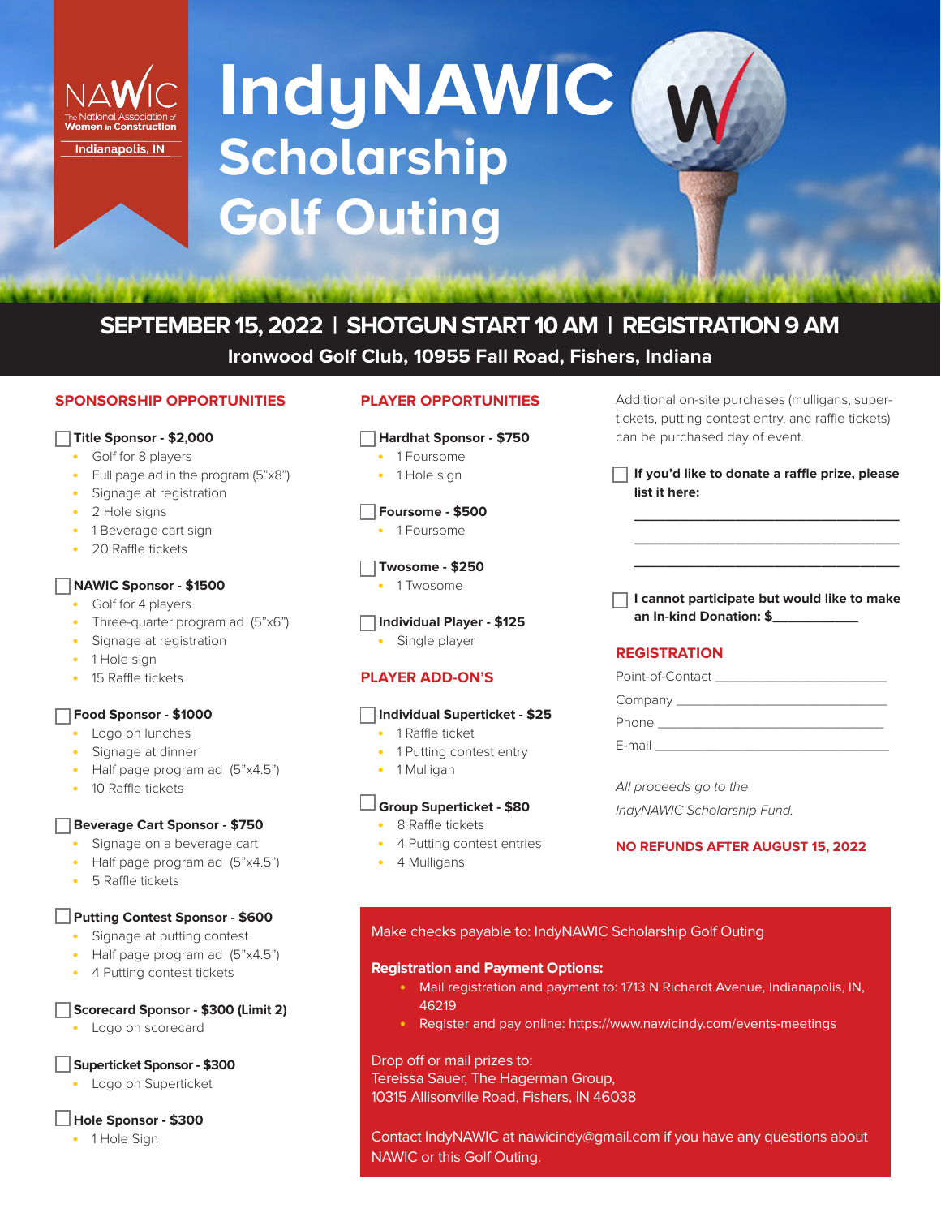NAWIC
The National Association of Women in Construction
Indianapolis, IN

# IndyNAWIC Scholarship Golf Outing

**SEPTEMBER 15, 2022 | SHOTGUN START 10 AM | REGISTRATION 9 AM**

**Ironwood Golf Club, 10955 Fall Road, Fishers, Indiana**

## SPONSORSHIP OPPORTUNITIES

☐ **Title Sponsor - $2,000**
- Golf for 8 players
- Full page ad in the program (5"x8")
- Signage at registration
- 2 Hole signs
- 1 Beverage cart sign
- 20 Raffle tickets

☐ **NAWIC Sponsor - $1500**
- Golf for 4 players
- Three-quarter program ad (5"x6")
- Signage at registration
- 1 Hole sign
- 15 Raffle tickets

☐ **Food Sponsor - $1000**
- Logo on lunches
- Signage at dinner
- Half page program ad (5"x4.5")
- 10 Raffle tickets

☐ **Beverage Cart Sponsor - $750**
- Signage on a beverage cart
- Half page program ad (5"x4.5")
- 5 Raffle tickets

☐ **Putting Contest Sponsor - $600**
- Signage at putting contest
- Half page program ad (5"x4.5")
- 4 Putting contest tickets

☐ **Scorecard Sponsor - $300 (Limit 2)**
- Logo on scorecard

☐ **Superticket Sponsor - $300**
- Logo on Superticket

☐ **Hole Sponsor - $300**
- 1 Hole Sign

## PLAYER OPPORTUNITIES

☐ **Hardhat Sponsor - $750**
- 1 Foursome
- 1 Hole sign

☐ **Foursome - $500**
- 1 Foursome

☐ **Twosome - $250**
- 1 Twosome

☐ **Individual Player - $125**
- Single player

## PLAYER ADD-ON'S

☐ **Individual Superticket - $25**
- 1 Raffle ticket
- 1 Putting contest entry
- 1 Mulligan

☐ **Group Superticket - $80**
- 8 Raffle tickets
- 4 Putting contest entries
- 4 Mulligans

Additional on-site purchases (mulligans, super-tickets, putting contest entry, and raffle tickets) can be purchased day of event.

☐ **If you'd like to donate a raffle prize, please list it here:**

\_\_\_\_\_\_\_\_\_\_\_\_\_\_\_\_\_\_\_\_\_\_\_\_\_\_\_\_\_\_

\_\_\_\_\_\_\_\_\_\_\_\_\_\_\_\_\_\_\_\_\_\_\_\_\_\_\_\_\_\_

\_\_\_\_\_\_\_\_\_\_\_\_\_\_\_\_\_\_\_\_\_\_\_\_\_\_\_\_\_\_

☐ **I cannot participate but would like to make an In-kind Donation: $\_\_\_\_\_\_\_\_\_\_**

## REGISTRATION

Point-of-Contact \_\_\_\_\_\_\_\_\_\_\_\_\_\_\_\_\_\_\_\_

Company \_\_\_\_\_\_\_\_\_\_\_\_\_\_\_\_\_\_\_\_

Phone \_\_\_\_\_\_\_\_\_\_\_\_\_\_\_\_\_\_\_\_

E-mail \_\_\_\_\_\_\_\_\_\_\_\_\_\_\_\_\_\_\_\_

*All proceeds go to the IndyNAWIC Scholarship Fund.*

**NO REFUNDS AFTER AUGUST 15, 2022**

Make checks payable to: IndyNAWIC Scholarship Golf Outing

**Registration and Payment Options:**
- Mail registration and payment to: 1713 N Richardt Avenue, Indianapolis, IN, 46219
- Register and pay online: https://www.nawicindy.com/events-meetings

Drop off or mail prizes to:
Tereissa Sauer, The Hagerman Group,
10315 Allisonville Road, Fishers, IN 46038

Contact IndyNAWIC at nawicindy@gmail.com if you have any questions about NAWIC or this Golf Outing.